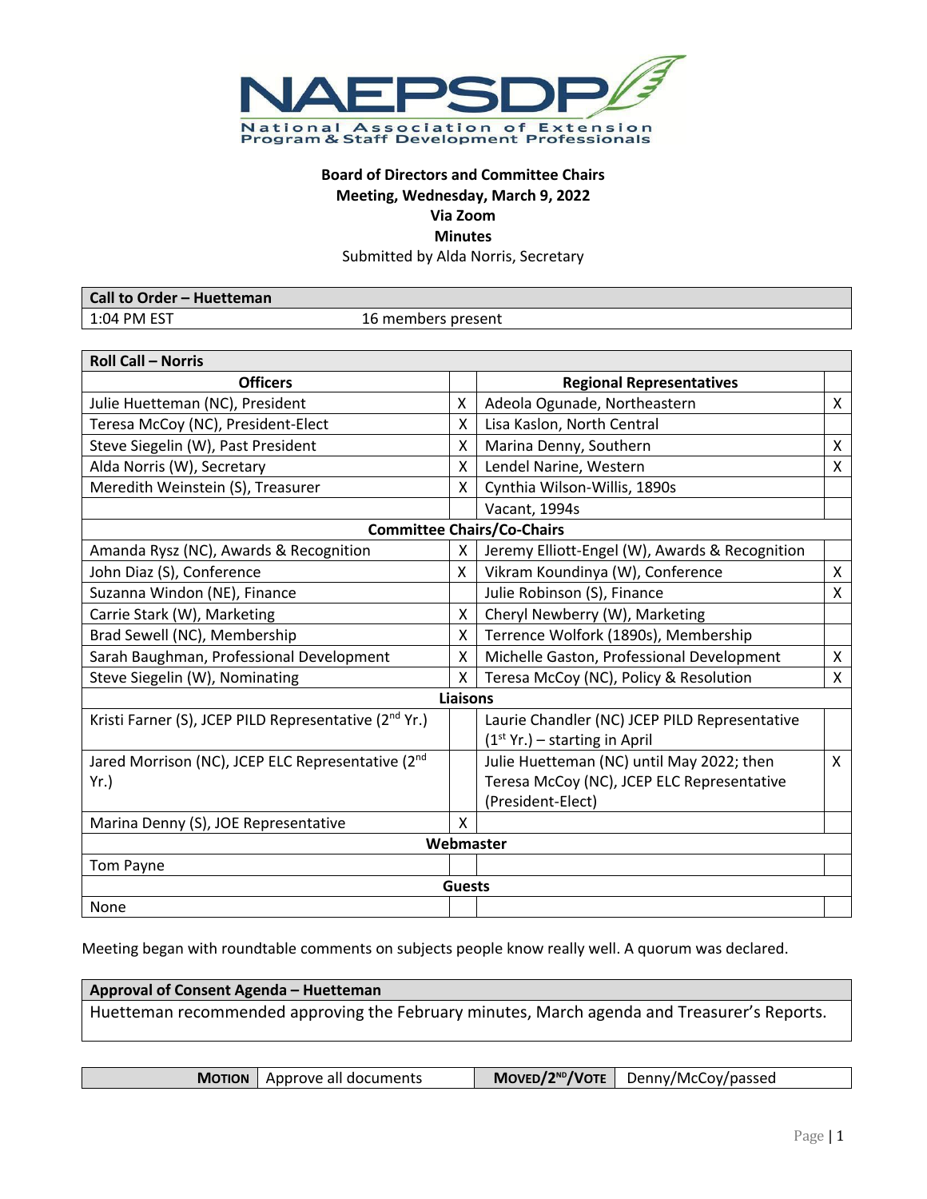**NAEPSDP**
National Association of Extension Program & Staff Development Professionals

**Board of Directors and Committee Chairs**
**Meeting, Wednesday, March 9, 2022**
**Via Zoom**
**Minutes**
Submitted by Alda Norris, Secretary

| **Call to Order – Huetteman** | |
|---|---|
| 1:04 PM EST | 16 members present |

| **Roll Call – Norris** | | | |
|---|---|---|---|
| **Officers** | | **Regional Representatives** | |
| Julie Huetteman (NC), President | X | Adeola Ogunade, Northeastern | X |
| Teresa McCoy (NC), President-Elect | X | Lisa Kaslon, North Central | |
| Steve Siegelin (W), Past President | X | Marina Denny, Southern | X |
| Alda Norris (W), Secretary | X | Lendel Narine, Western | X |
| Meredith Weinstein (S), Treasurer | X | Cynthia Wilson-Willis, 1890s | |
| | | Vacant, 1994s | |
| **Committee Chairs/Co-Chairs** | | | |
| Amanda Rysz (NC), Awards & Recognition | X | Jeremy Elliott-Engel (W), Awards & Recognition | |
| John Diaz (S), Conference | X | Vikram Koundinya (W), Conference | X |
| Suzanna Windon (NE), Finance | | Julie Robinson (S), Finance | X |
| Carrie Stark (W), Marketing | X | Cheryl Newberry (W), Marketing | |
| Brad Sewell (NC), Membership | X | Terrence Wolfork (1890s), Membership | |
| Sarah Baughman, Professional Development | X | Michelle Gaston, Professional Development | X |
| Steve Siegelin (W), Nominating | X | Teresa McCoy (NC), Policy & Resolution | X |
| **Liaisons** | | | |
| Kristi Farner (S), JCEP PILD Representative (2nd Yr.) | | Laurie Chandler (NC) JCEP PILD Representative (1st Yr.) – starting in April | |
| Jared Morrison (NC), JCEP ELC Representative (2nd Yr.) | | Julie Huetteman (NC) until May 2022; then Teresa McCoy (NC), JCEP ELC Representative (President-Elect) | X |
| Marina Denny (S), JOE Representative | X | | |
| **Webmaster** | | | |
| Tom Payne | | | |
| **Guests** | | | |
| None | | | |

Meeting began with roundtable comments on subjects people know really well. A quorum was declared.

| **Approval of Consent Agenda – Huetteman** |
|---|
| Huetteman recommended approving the February minutes, March agenda and Treasurer's Reports. |

| **MOTION** | Approve all documents | **MOVED/2ND/VOTE** | Denny/McCoy/passed |
|---|---|---|---|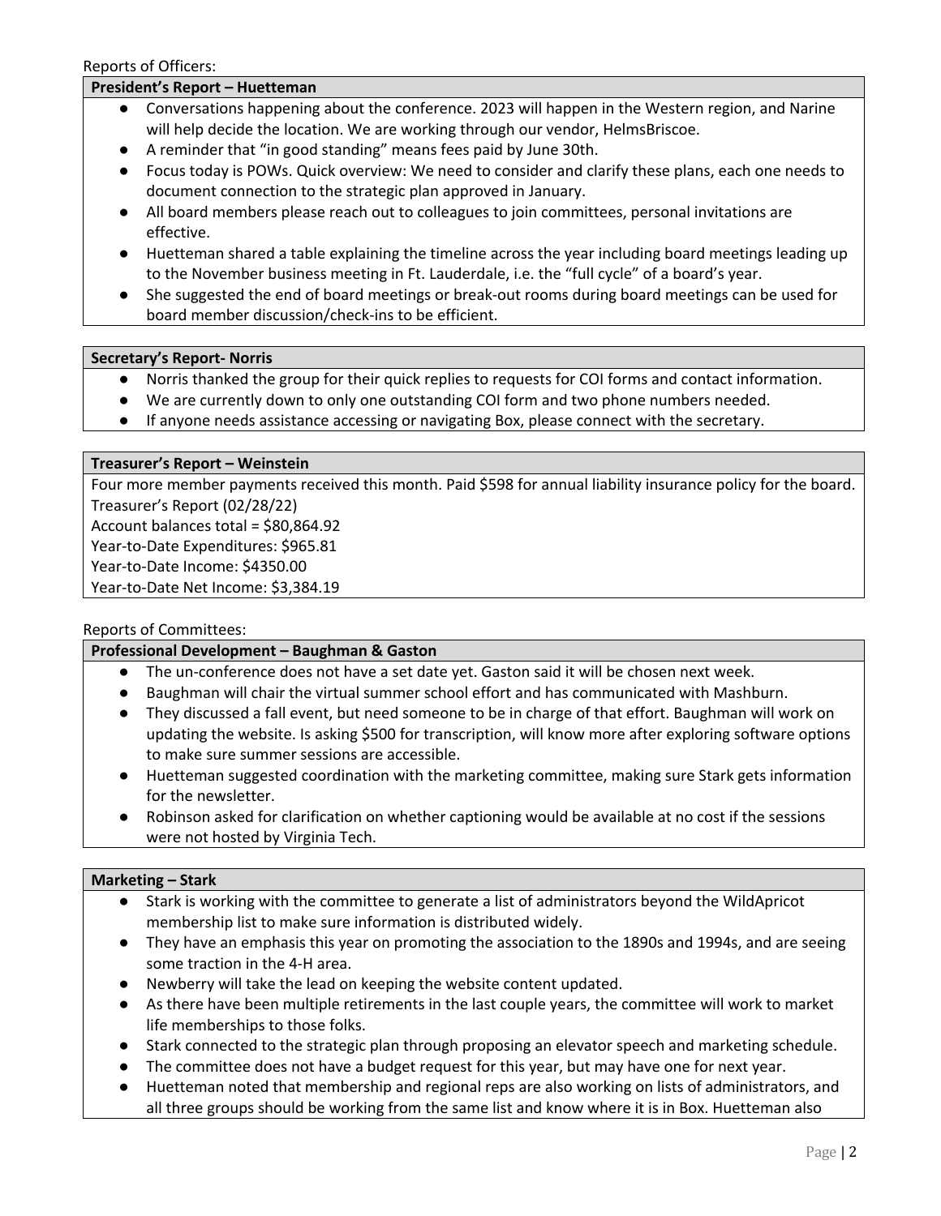Reports of Officers:

**President's Report – Huetteman**

- Conversations happening about the conference. 2023 will happen in the Western region, and Narine will help decide the location. We are working through our vendor, HelmsBriscoe.
- A reminder that "in good standing" means fees paid by June 30th.
- Focus today is POWs. Quick overview: We need to consider and clarify these plans, each one needs to document connection to the strategic plan approved in January.
- All board members please reach out to colleagues to join committees, personal invitations are effective.
- Huetteman shared a table explaining the timeline across the year including board meetings leading up to the November business meeting in Ft. Lauderdale, i.e. the "full cycle" of a board's year.
- She suggested the end of board meetings or break-out rooms during board meetings can be used for board member discussion/check-ins to be efficient.

**Secretary's Report- Norris**

- Norris thanked the group for their quick replies to requests for COI forms and contact information.
- We are currently down to only one outstanding COI form and two phone numbers needed.
- If anyone needs assistance accessing or navigating Box, please connect with the secretary.

**Treasurer's Report – Weinstein**

Four more member payments received this month. Paid $598 for annual liability insurance policy for the board.
Treasurer's Report (02/28/22)
Account balances total = $80,864.92
Year-to-Date Expenditures: $965.81
Year-to-Date Income: $4350.00
Year-to-Date Net Income: $3,384.19

Reports of Committees:

**Professional Development – Baughman & Gaston**

- The un-conference does not have a set date yet. Gaston said it will be chosen next week.
- Baughman will chair the virtual summer school effort and has communicated with Mashburn.
- They discussed a fall event, but need someone to be in charge of that effort. Baughman will work on updating the website. Is asking $500 for transcription, will know more after exploring software options to make sure summer sessions are accessible.
- Huetteman suggested coordination with the marketing committee, making sure Stark gets information for the newsletter.
- Robinson asked for clarification on whether captioning would be available at no cost if the sessions were not hosted by Virginia Tech.

**Marketing – Stark**

- Stark is working with the committee to generate a list of administrators beyond the WildApricot membership list to make sure information is distributed widely.
- They have an emphasis this year on promoting the association to the 1890s and 1994s, and are seeing some traction in the 4-H area.
- Newberry will take the lead on keeping the website content updated.
- As there have been multiple retirements in the last couple years, the committee will work to market life memberships to those folks.
- Stark connected to the strategic plan through proposing an elevator speech and marketing schedule.
- The committee does not have a budget request for this year, but may have one for next year.
- Huetteman noted that membership and regional reps are also working on lists of administrators, and all three groups should be working from the same list and know where it is in Box. Huetteman also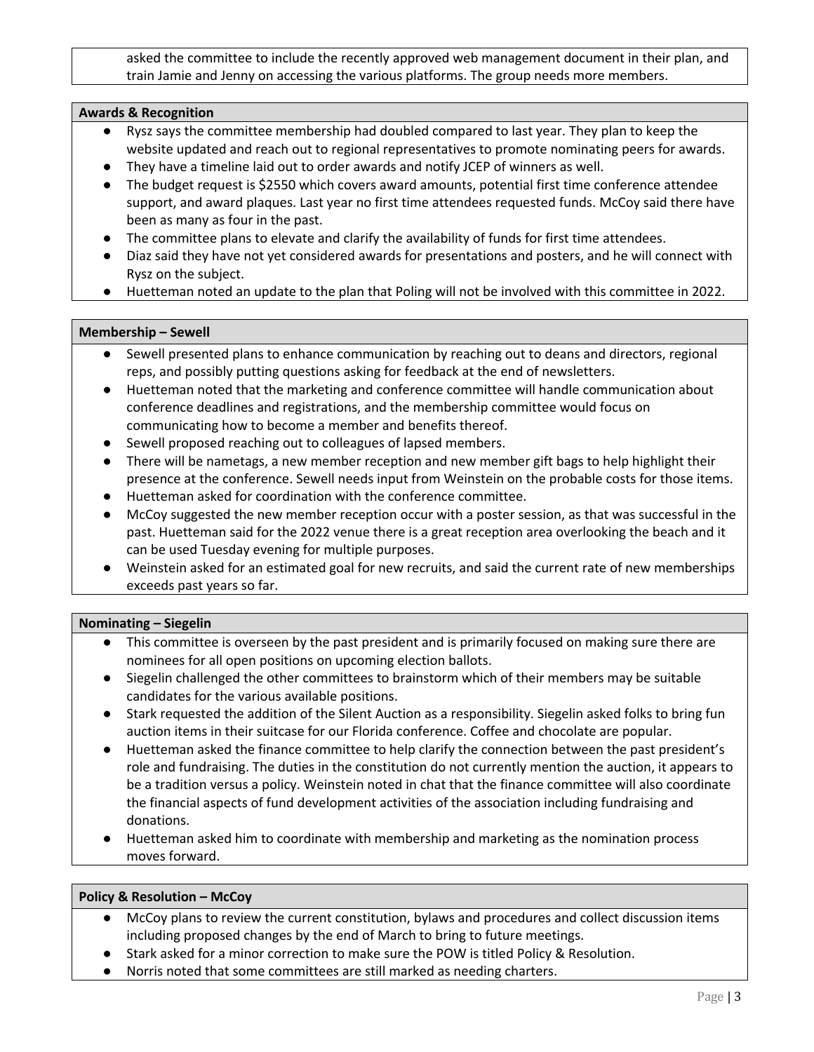asked the committee to include the recently approved web management document in their plan, and train Jamie and Jenny on accessing the various platforms. The group needs more members.

**Awards & Recognition**

- Rysz says the committee membership had doubled compared to last year. They plan to keep the website updated and reach out to regional representatives to promote nominating peers for awards.
- They have a timeline laid out to order awards and notify JCEP of winners as well.
- The budget request is $2550 which covers award amounts, potential first time conference attendee support, and award plaques. Last year no first time attendees requested funds. McCoy said there have been as many as four in the past.
- The committee plans to elevate and clarify the availability of funds for first time attendees.
- Diaz said they have not yet considered awards for presentations and posters, and he will connect with Rysz on the subject.
- Huetteman noted an update to the plan that Poling will not be involved with this committee in 2022.

**Membership – Sewell**

- Sewell presented plans to enhance communication by reaching out to deans and directors, regional reps, and possibly putting questions asking for feedback at the end of newsletters.
- Huetteman noted that the marketing and conference committee will handle communication about conference deadlines and registrations, and the membership committee would focus on communicating how to become a member and benefits thereof.
- Sewell proposed reaching out to colleagues of lapsed members.
- There will be nametags, a new member reception and new member gift bags to help highlight their presence at the conference. Sewell needs input from Weinstein on the probable costs for those items.
- Huetteman asked for coordination with the conference committee.
- McCoy suggested the new member reception occur with a poster session, as that was successful in the past. Huetteman said for the 2022 venue there is a great reception area overlooking the beach and it can be used Tuesday evening for multiple purposes.
- Weinstein asked for an estimated goal for new recruits, and said the current rate of new memberships exceeds past years so far.

**Nominating – Siegelin**

- This committee is overseen by the past president and is primarily focused on making sure there are nominees for all open positions on upcoming election ballots.
- Siegelin challenged the other committees to brainstorm which of their members may be suitable candidates for the various available positions.
- Stark requested the addition of the Silent Auction as a responsibility. Siegelin asked folks to bring fun auction items in their suitcase for our Florida conference. Coffee and chocolate are popular.
- Huetteman asked the finance committee to help clarify the connection between the past president's role and fundraising. The duties in the constitution do not currently mention the auction, it appears to be a tradition versus a policy. Weinstein noted in chat that the finance committee will also coordinate the financial aspects of fund development activities of the association including fundraising and donations.
- Huetteman asked him to coordinate with membership and marketing as the nomination process moves forward.

**Policy & Resolution – McCoy**

- McCoy plans to review the current constitution, bylaws and procedures and collect discussion items including proposed changes by the end of March to bring to future meetings.
- Stark asked for a minor correction to make sure the POW is titled Policy & Resolution.
- Norris noted that some committees are still marked as needing charters.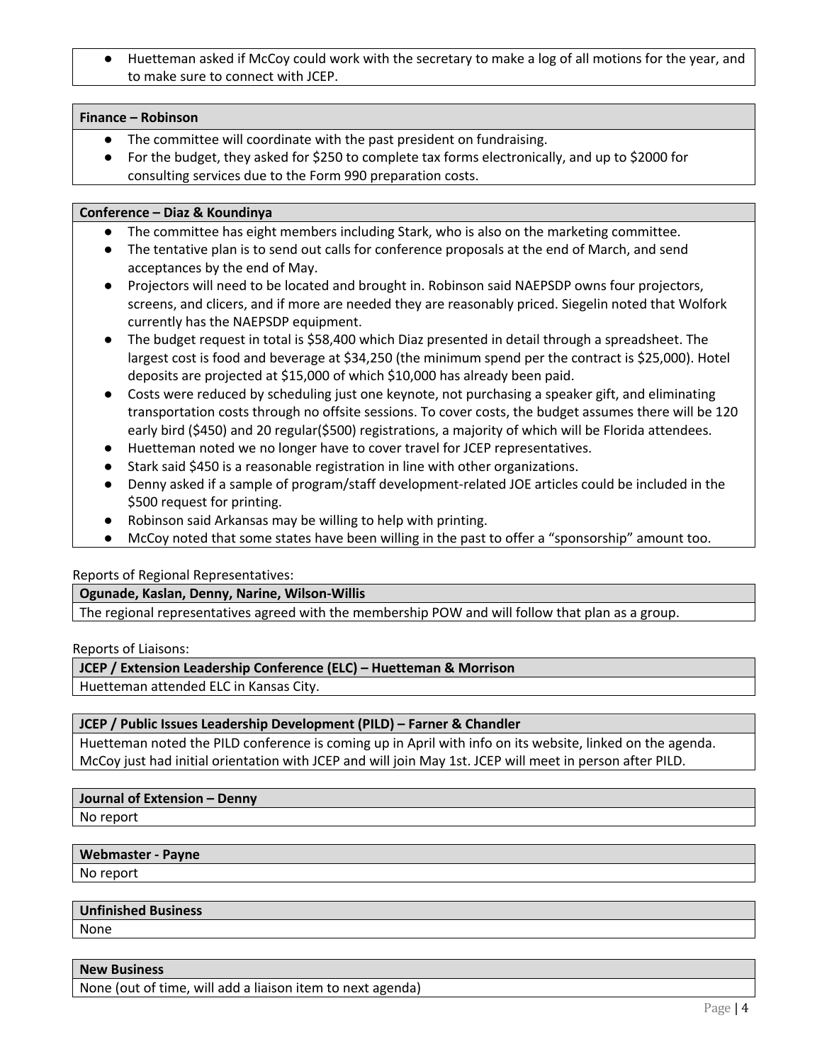- Huetteman asked if McCoy could work with the secretary to make a log of all motions for the year, and to make sure to connect with JCEP.

**Finance – Robinson**

- The committee will coordinate with the past president on fundraising.
- For the budget, they asked for $250 to complete tax forms electronically, and up to $2000 for consulting services due to the Form 990 preparation costs.

**Conference – Diaz & Koundinya**

- The committee has eight members including Stark, who is also on the marketing committee.
- The tentative plan is to send out calls for conference proposals at the end of March, and send acceptances by the end of May.
- Projectors will need to be located and brought in. Robinson said NAEPSDP owns four projectors, screens, and clicers, and if more are needed they are reasonably priced. Siegelin noted that Wolfork currently has the NAEPSDP equipment.
- The budget request in total is $58,400 which Diaz presented in detail through a spreadsheet. The largest cost is food and beverage at $34,250 (the minimum spend per the contract is $25,000). Hotel deposits are projected at $15,000 of which $10,000 has already been paid.
- Costs were reduced by scheduling just one keynote, not purchasing a speaker gift, and eliminating transportation costs through no offsite sessions. To cover costs, the budget assumes there will be 120 early bird ($450) and 20 regular($500) registrations, a majority of which will be Florida attendees.
- Huetteman noted we no longer have to cover travel for JCEP representatives.
- Stark said $450 is a reasonable registration in line with other organizations.
- Denny asked if a sample of program/staff development-related JOE articles could be included in the $500 request for printing.
- Robinson said Arkansas may be willing to help with printing.
- McCoy noted that some states have been willing in the past to offer a "sponsorship" amount too.

Reports of Regional Representatives:

**Ogunade, Kaslan, Denny, Narine, Wilson-Willis**

The regional representatives agreed with the membership POW and will follow that plan as a group.

Reports of Liaisons:

**JCEP / Extension Leadership Conference (ELC) – Huetteman & Morrison**

Huetteman attended ELC in Kansas City.

**JCEP / Public Issues Leadership Development (PILD) – Farner & Chandler**

Huetteman noted the PILD conference is coming up in April with info on its website, linked on the agenda. McCoy just had initial orientation with JCEP and will join May 1st. JCEP will meet in person after PILD.

**Journal of Extension – Denny**

No report

**Webmaster - Payne**

No report

**Unfinished Business**

None

**New Business**

None (out of time, will add a liaison item to next agenda)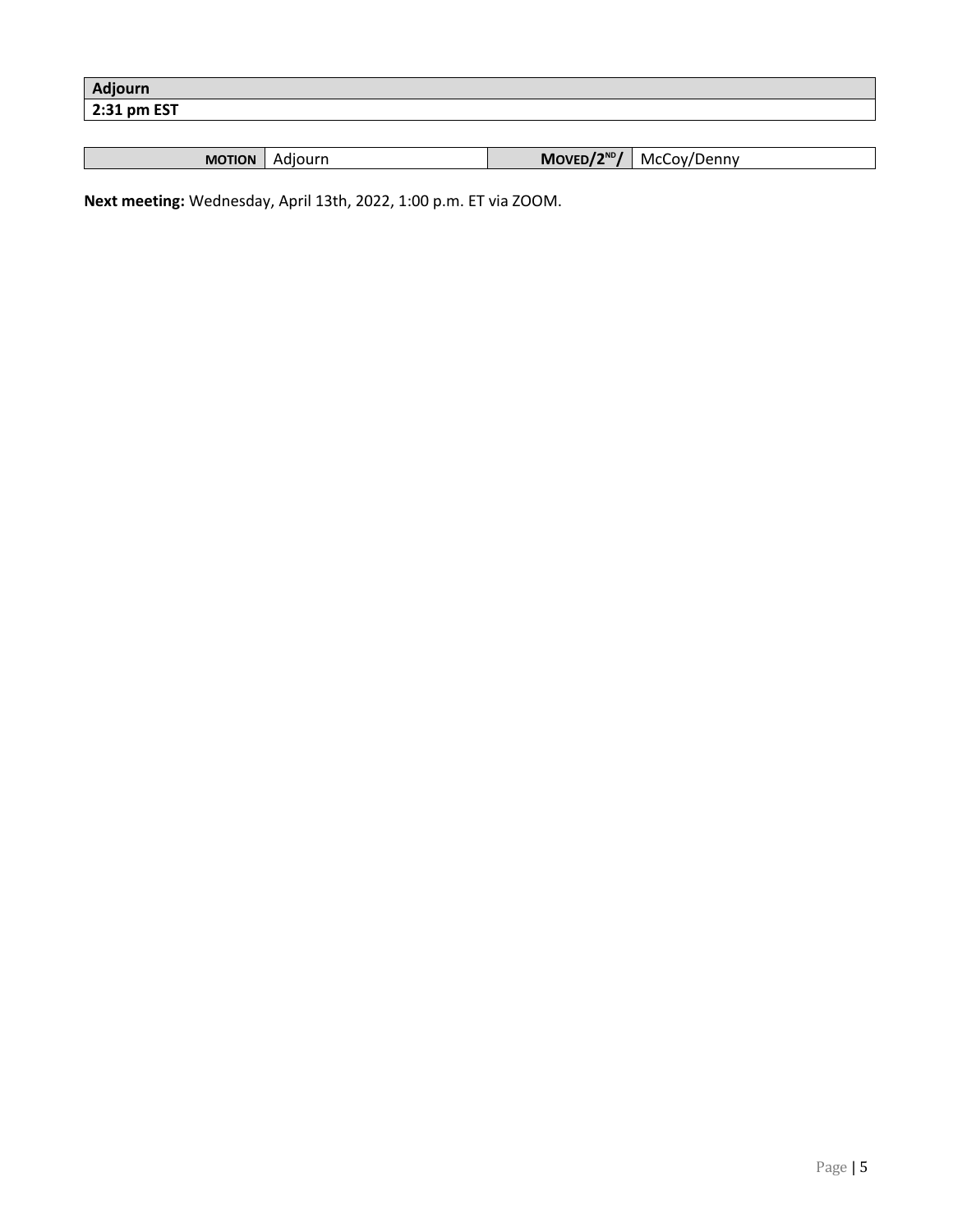| Adjourn |
| --- |
| **2:31 pm EST** |

| **MOTION** | Adjourn | **MOVED/2ND/** | McCoy/Denny |
| --- | --- | --- | --- |

**Next meeting:** Wednesday, April 13th, 2022, 1:00 p.m. ET via ZOOM.